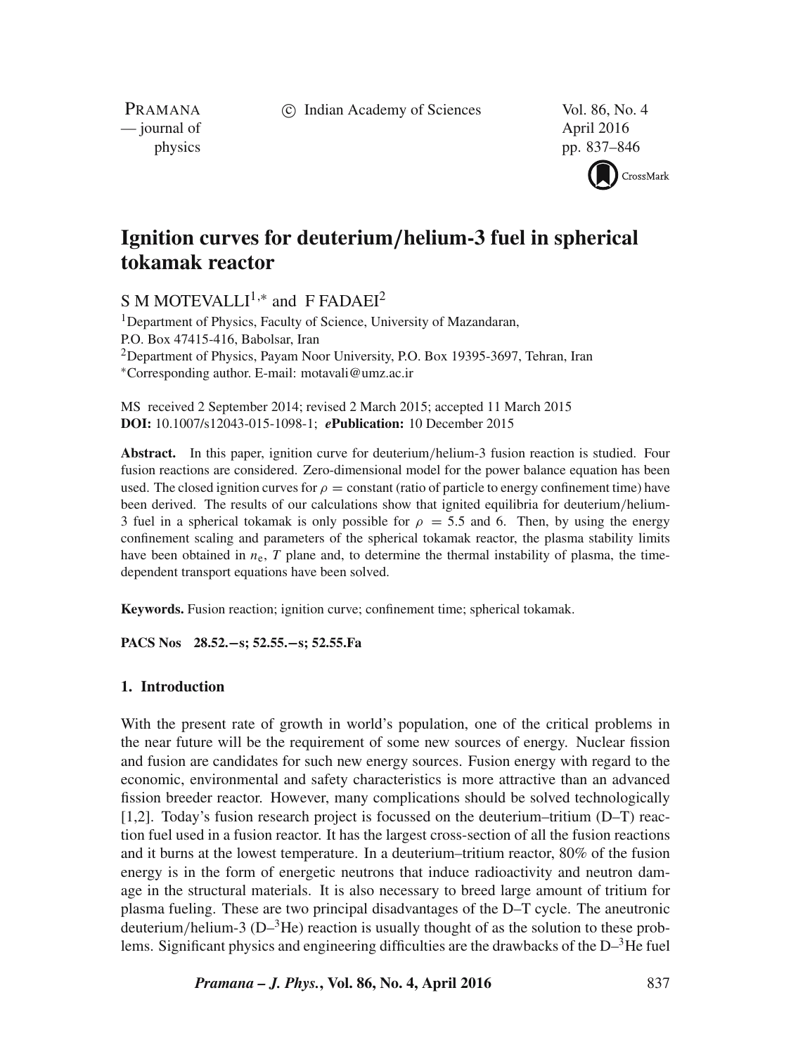# Ignition curves for deuterium/helium-3 fuel in spherical tokamak reactor

S M MOTEVALLI[1,*] and F FADAEI[2]

[1]Department of Physics, Faculty of Science, University of Mazandaran, P.O. Box 47415-416, Babolsar, Iran
[2]Department of Physics, Payam Noor University, P.O. Box 19395-3697, Tehran, Iran
*Corresponding author. E-mail: motavali@umz.ac.ir

MS received 2 September 2014; revised 2 March 2015; accepted 11 March 2015
**DOI:** 10.1007/s12043-015-1098-1; ***e*Publication:** 10 December 2015

**Abstract.** In this paper, ignition curve for deuterium/helium-3 fusion reaction is studied. Four fusion reactions are considered. Zero-dimensional model for the power balance equation has been used. The closed ignition curves for $\rho$ = constant (ratio of particle to energy confinement time) have been derived. The results of our calculations show that ignited equilibria for deuterium/helium-3 fuel in a spherical tokamak is only possible for $\rho = 5.5$ and 6. Then, by using the energy confinement scaling and parameters of the spherical tokamak reactor, the plasma stability limits have been obtained in $n_e$, $T$ plane and, to determine the thermal instability of plasma, the time-dependent transport equations have been solved.

**Keywords.** Fusion reaction; ignition curve; confinement time; spherical tokamak.

**PACS Nos** 28.52.−s; 52.55.−s; 52.55.Fa

## 1. Introduction

With the present rate of growth in world's population, one of the critical problems in the near future will be the requirement of some new sources of energy. Nuclear fission and fusion are candidates for such new energy sources. Fusion energy with regard to the economic, environmental and safety characteristics is more attractive than an advanced fission breeder reactor. However, many complications should be solved technologically [1,2]. Today's fusion research project is focussed on the deuterium–tritium (D–T) reaction fuel used in a fusion reactor. It has the largest cross-section of all the fusion reactions and it burns at the lowest temperature. In a deuterium–tritium reactor, 80% of the fusion energy is in the form of energetic neutrons that induce radioactivity and neutron damage in the structural materials. It is also necessary to breed large amount of tritium for plasma fueling. These are two principal disadvantages of the D–T cycle. The aneutronic deuterium/helium-3 (D–$^3$He) reaction is usually thought of as the solution to these problems. Significant physics and engineering difficulties are the drawbacks of the D–$^3$He fuel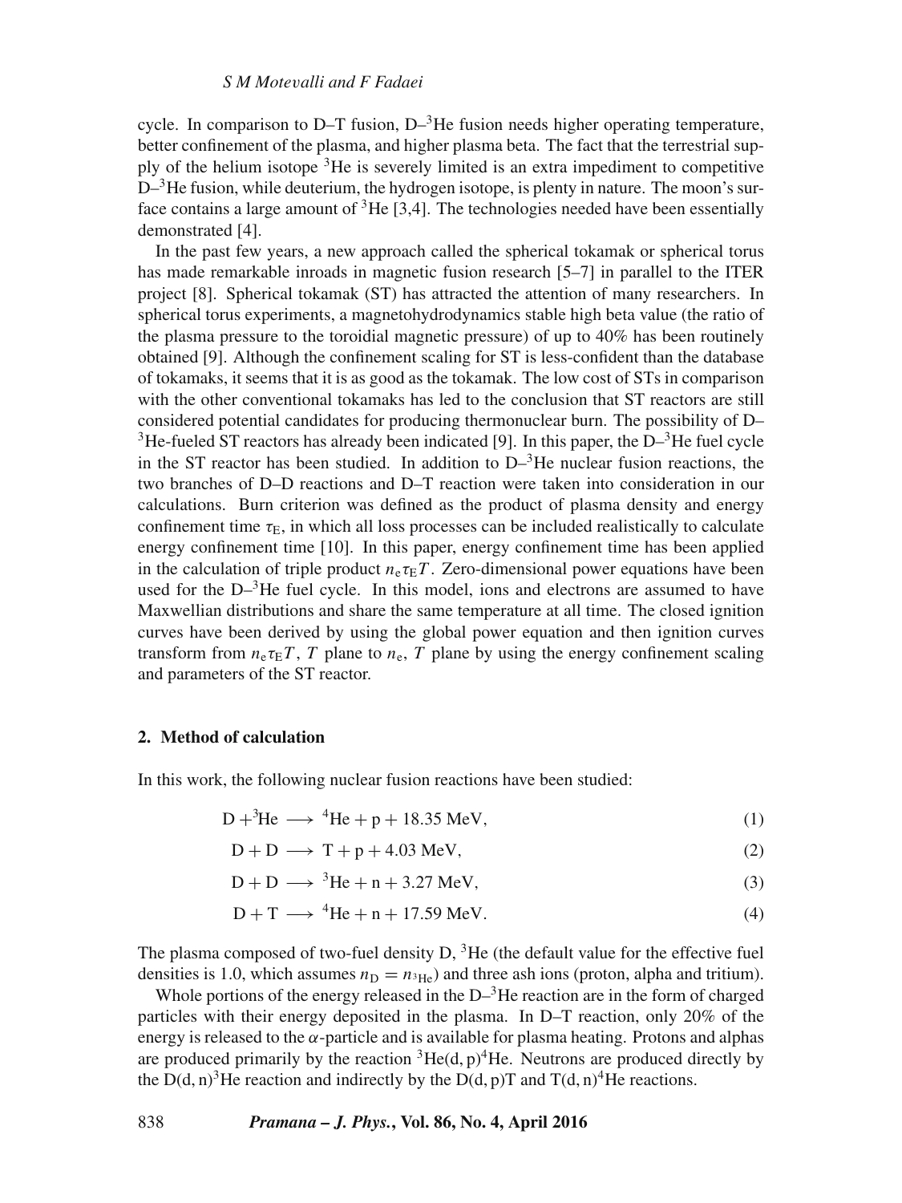cycle. In comparison to D–T fusion, D–$^3$He fusion needs higher operating temperature, better confinement of the plasma, and higher plasma beta. The fact that the terrestrial supply of the helium isotope $^3$He is severely limited is an extra impediment to competitive D–$^3$He fusion, while deuterium, the hydrogen isotope, is plenty in nature. The moon's surface contains a large amount of $^3$He [3,4]. The technologies needed have been essentially demonstrated [4].

In the past few years, a new approach called the spherical tokamak or spherical torus has made remarkable inroads in magnetic fusion research [5–7] in parallel to the ITER project [8]. Spherical tokamak (ST) has attracted the attention of many researchers. In spherical torus experiments, a magnetohydrodynamics stable high beta value (the ratio of the plasma pressure to the toroidial magnetic pressure) of up to 40% has been routinely obtained [9]. Although the confinement scaling for ST is less-confident than the database of tokamaks, it seems that it is as good as the tokamak. The low cost of STs in comparison with the other conventional tokamaks has led to the conclusion that ST reactors are still considered potential candidates for producing thermonuclear burn. The possibility of D–$^3$He-fueled ST reactors has already been indicated [9]. In this paper, the D–$^3$He fuel cycle in the ST reactor has been studied. In addition to D–$^3$He nuclear fusion reactions, the two branches of D–D reactions and D–T reaction were taken into consideration in our calculations. Burn criterion was defined as the product of plasma density and energy confinement time $\tau_{\mathrm{E}}$, in which all loss processes can be included realistically to calculate energy confinement time [10]. In this paper, energy confinement time has been applied in the calculation of triple product $n_{\mathrm{e}}\tau_{\mathrm{E}}T$. Zero-dimensional power equations have been used for the D–$^3$He fuel cycle. In this model, ions and electrons are assumed to have Maxwellian distributions and share the same temperature at all time. The closed ignition curves have been derived by using the global power equation and then ignition curves transform from $n_{\mathrm{e}}\tau_{\mathrm{E}}T$, $T$ plane to $n_{\mathrm{e}}$, $T$ plane by using the energy confinement scaling and parameters of the ST reactor.

## 2. Method of calculation

In this work, the following nuclear fusion reactions have been studied:

$$\mathrm{D} + {}^3\mathrm{He} \longrightarrow {}^4\mathrm{He} + \mathrm{p} + 18.35\ \mathrm{MeV}, \tag{1}$$

$$\mathrm{D} + \mathrm{D} \longrightarrow \mathrm{T} + \mathrm{p} + 4.03\ \mathrm{MeV}, \tag{2}$$

$$\mathrm{D} + \mathrm{D} \longrightarrow {}^3\mathrm{He} + \mathrm{n} + 3.27\ \mathrm{MeV}, \tag{3}$$

$$\mathrm{D} + \mathrm{T} \longrightarrow {}^4\mathrm{He} + \mathrm{n} + 17.59\ \mathrm{MeV}. \tag{4}$$

The plasma composed of two-fuel density D, $^3$He (the default value for the effective fuel densities is 1.0, which assumes $n_{\mathrm{D}} = n_{^3\mathrm{He}}$) and three ash ions (proton, alpha and tritium).

Whole portions of the energy released in the D–$^3$He reaction are in the form of charged particles with their energy deposited in the plasma. In D–T reaction, only 20% of the energy is released to the $\alpha$-particle and is available for plasma heating. Protons and alphas are produced primarily by the reaction $^3\mathrm{He(d, p)}^4\mathrm{He}$. Neutrons are produced directly by the $\mathrm{D(d, n)}^3\mathrm{He}$ reaction and indirectly by the D(d, p)T and $\mathrm{T(d, n)}^4\mathrm{He}$ reactions.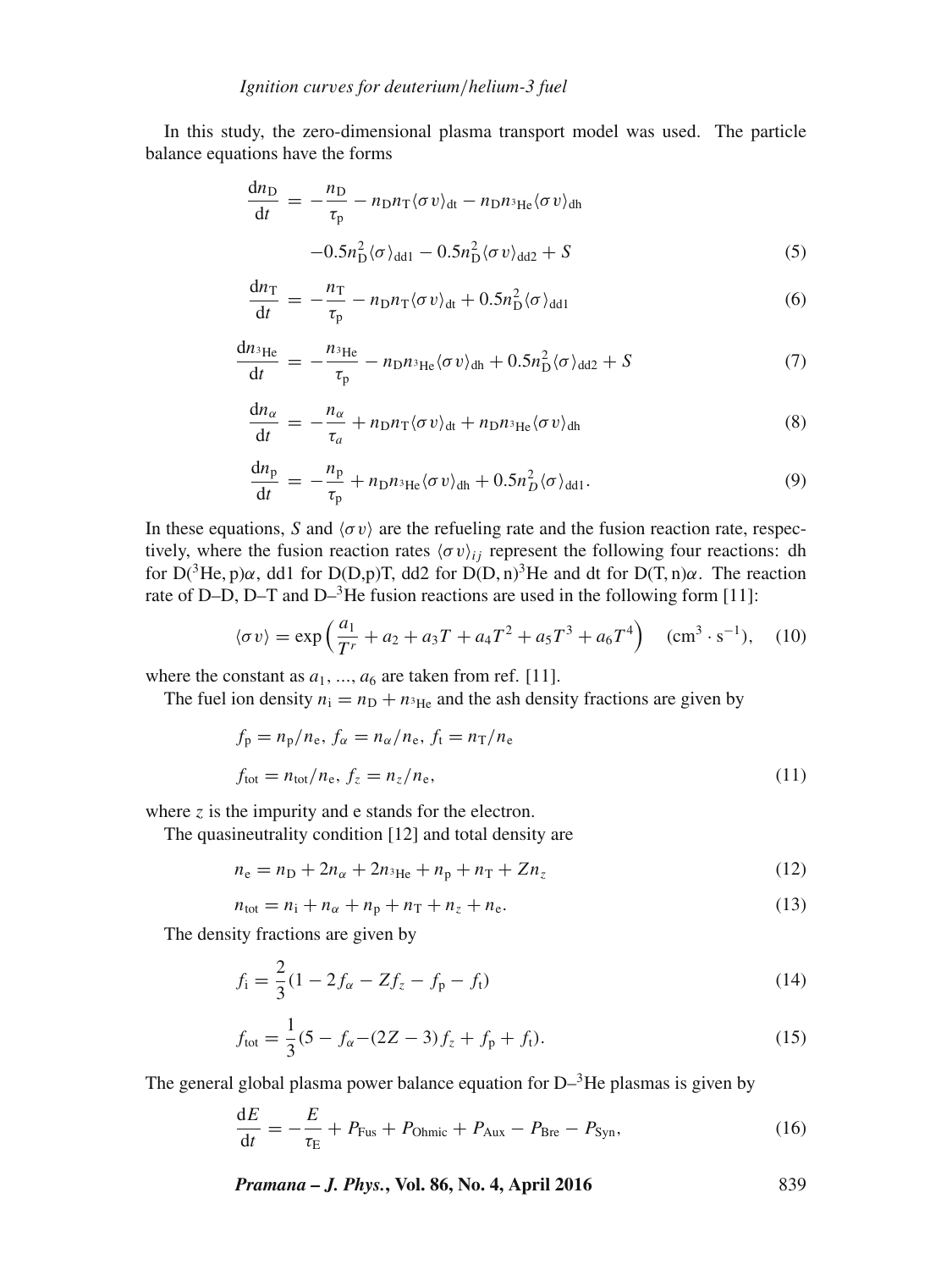In this study, the zero-dimensional plasma transport model was used. The particle balance equations have the forms

$$\frac{\mathrm{d}n_{\mathrm{D}}}{\mathrm{d}t} = -\frac{n_{\mathrm{D}}}{\tau_{\mathrm{p}}} - n_{\mathrm{D}}n_{\mathrm{T}}\langle\sigma v\rangle_{\mathrm{dt}} - n_{\mathrm{D}}n_{^3\mathrm{He}}\langle\sigma v\rangle_{\mathrm{dh}} - 0.5n_{\mathrm{D}}^2\langle\sigma\rangle_{\mathrm{dd1}} - 0.5n_{\mathrm{D}}^2\langle\sigma v\rangle_{\mathrm{dd2}} + S \tag{5}$$

$$\frac{\mathrm{d}n_{\mathrm{T}}}{\mathrm{d}t} = -\frac{n_{\mathrm{T}}}{\tau_{\mathrm{p}}} - n_{\mathrm{D}}n_{\mathrm{T}}\langle\sigma v\rangle_{\mathrm{dt}} + 0.5n_{\mathrm{D}}^2\langle\sigma\rangle_{\mathrm{dd1}} \tag{6}$$

$$\frac{\mathrm{d}n_{^3\mathrm{He}}}{\mathrm{d}t} = -\frac{n_{^3\mathrm{He}}}{\tau_{\mathrm{p}}} - n_{\mathrm{D}}n_{^3\mathrm{He}}\langle\sigma v\rangle_{\mathrm{dh}} + 0.5n_{\mathrm{D}}^2\langle\sigma\rangle_{\mathrm{dd2}} + S \tag{7}$$

$$\frac{\mathrm{d}n_{\alpha}}{\mathrm{d}t} = -\frac{n_{\alpha}}{\tau_{a}} + n_{\mathrm{D}}n_{\mathrm{T}}\langle\sigma v\rangle_{\mathrm{dt}} + n_{\mathrm{D}}n_{^3\mathrm{He}}\langle\sigma v\rangle_{\mathrm{dh}} \tag{8}$$

$$\frac{\mathrm{d}n_{\mathrm{p}}}{\mathrm{d}t} = -\frac{n_{\mathrm{p}}}{\tau_{\mathrm{p}}} + n_{\mathrm{D}}n_{^3\mathrm{He}}\langle\sigma v\rangle_{\mathrm{dh}} + 0.5n_{D}^2\langle\sigma\rangle_{\mathrm{dd1}}. \tag{9}$$

In these equations, $S$ and $\langle\sigma v\rangle$ are the refueling rate and the fusion reaction rate, respectively, where the fusion reaction rates $\langle\sigma v\rangle_{ij}$ represent the following four reactions: dh for $\mathrm{D}(^3\mathrm{He},\mathrm{p})\alpha$, dd1 for D(D,p)T, dd2 for $\mathrm{D}(\mathrm{D},\mathrm{n})^3\mathrm{He}$ and dt for $\mathrm{D}(\mathrm{T},\mathrm{n})\alpha$. The reaction rate of D–D, D–T and D–$^3$He fusion reactions are used in the following form [11]:

$$\langle\sigma v\rangle = \exp\left(\frac{a_1}{T^r} + a_2 + a_3T + a_4T^2 + a_5T^3 + a_6T^4\right) \quad (\mathrm{cm}^3\cdot\mathrm{s}^{-1}), \tag{10}$$

where the constant as $a_1$, ..., $a_6$ are taken from ref. [11].

The fuel ion density $n_{\mathrm{i}} = n_{\mathrm{D}} + n_{^3\mathrm{He}}$ and the ash density fractions are given by

$$f_{\mathrm{p}} = n_{\mathrm{p}}/n_{\mathrm{e}},\ f_{\alpha} = n_{\alpha}/n_{\mathrm{e}},\ f_{\mathrm{t}} = n_{\mathrm{T}}/n_{\mathrm{e}}$$

$$f_{\mathrm{tot}} = n_{\mathrm{tot}}/n_{\mathrm{e}},\ f_{z} = n_{z}/n_{\mathrm{e}}, \tag{11}$$

where $z$ is the impurity and e stands for the electron.

The quasineutrality condition [12] and total density are

$$n_{\mathrm{e}} = n_{\mathrm{D}} + 2n_{\alpha} + 2n_{^3\mathrm{He}} + n_{\mathrm{p}} + n_{\mathrm{T}} + Zn_{z} \tag{12}$$

$$n_{\mathrm{tot}} = n_{\mathrm{i}} + n_{\alpha} + n_{\mathrm{p}} + n_{\mathrm{T}} + n_{z} + n_{\mathrm{e}}. \tag{13}$$

The density fractions are given by

$$f_{\mathrm{i}} = \frac{2}{3}(1 - 2f_{\alpha} - Zf_{z} - f_{\mathrm{p}} - f_{\mathrm{t}}) \tag{14}$$

$$f_{\mathrm{tot}} = \frac{1}{3}(5 - f_{\alpha} - (2Z-3)f_{z} + f_{\mathrm{p}} + f_{\mathrm{t}}). \tag{15}$$

The general global plasma power balance equation for D–$^3$He plasmas is given by

$$\frac{\mathrm{d}E}{\mathrm{d}t} = -\frac{E}{\tau_{\mathrm{E}}} + P_{\mathrm{Fus}} + P_{\mathrm{Ohmic}} + P_{\mathrm{Aux}} - P_{\mathrm{Bre}} - P_{\mathrm{Syn}}, \tag{16}$$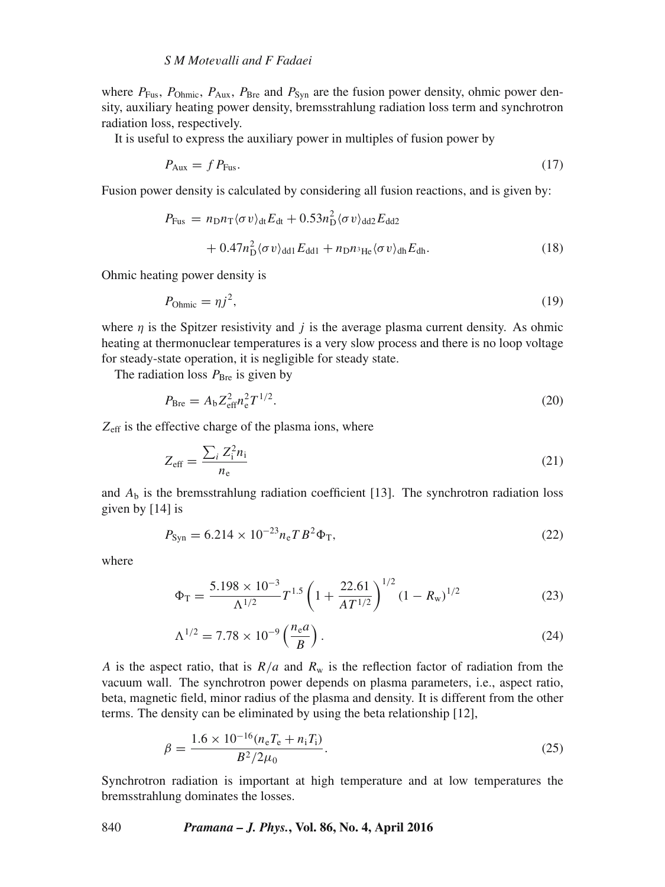where $P_{\text{Fus}}$, $P_{\text{Ohmic}}$, $P_{\text{Aux}}$, $P_{\text{Bre}}$ and $P_{\text{Syn}}$ are the fusion power density, ohmic power density, auxiliary heating power density, bremsstrahlung radiation loss term and synchrotron radiation loss, respectively.

It is useful to express the auxiliary power in multiples of fusion power by

$$P_{\text{Aux}} = f P_{\text{Fus}}. \tag{17}$$

Fusion power density is calculated by considering all fusion reactions, and is given by:

$$P_{\text{Fus}} = n_{\text{D}} n_{\text{T}} \langle \sigma v \rangle_{\text{dt}} E_{\text{dt}} + 0.53 n_{\text{D}}^2 \langle \sigma v \rangle_{\text{dd2}} E_{\text{dd2}} + 0.47 n_{\text{D}}^2 \langle \sigma v \rangle_{\text{dd1}} E_{\text{dd1}} + n_{\text{D}} n_{^3\text{He}} \langle \sigma v \rangle_{\text{dh}} E_{\text{dh}}. \tag{18}$$

Ohmic heating power density is

$$P_{\text{Ohmic}} = \eta j^2, \tag{19}$$

where $\eta$ is the Spitzer resistivity and $j$ is the average plasma current density. As ohmic heating at thermonuclear temperatures is a very slow process and there is no loop voltage for steady-state operation, it is negligible for steady state.

The radiation loss $P_{\text{Bre}}$ is given by

$$P_{\text{Bre}} = A_{\text{b}} Z_{\text{eff}}^2 n_{\text{e}}^2 T^{1/2}. \tag{20}$$

$Z_{\text{eff}}$ is the effective charge of the plasma ions, where

$$Z_{\text{eff}} = \frac{\sum_i Z_{\text{i}}^2 n_{\text{i}}}{n_{\text{e}}} \tag{21}$$

and $A_{\text{b}}$ is the bremsstrahlung radiation coefficient [13]. The synchrotron radiation loss given by [14] is

$$P_{\text{Syn}} = 6.214 \times 10^{-23} n_{\text{e}} T B^2 \Phi_{\text{T}}, \tag{22}$$

where

$$\Phi_{\text{T}} = \frac{5.198 \times 10^{-3}}{\Lambda^{1/2}} T^{1.5} \left(1 + \frac{22.61}{A T^{1/2}}\right)^{1/2} (1 - R_{\text{w}})^{1/2} \tag{23}$$

$$\Lambda^{1/2} = 7.78 \times 10^{-9} \left(\frac{n_{\text{e}} a}{B}\right). \tag{24}$$

$A$ is the aspect ratio, that is $R/a$ and $R_{\text{w}}$ is the reflection factor of radiation from the vacuum wall. The synchrotron power depends on plasma parameters, i.e., aspect ratio, beta, magnetic field, minor radius of the plasma and density. It is different from the other terms. The density can be eliminated by using the beta relationship [12],

$$\beta = \frac{1.6 \times 10^{-16} (n_{\text{e}} T_{\text{e}} + n_{\text{i}} T_{\text{i}})}{B^2 / 2\mu_0}. \tag{25}$$

Synchrotron radiation is important at high temperature and at low temperatures the bremsstrahlung dominates the losses.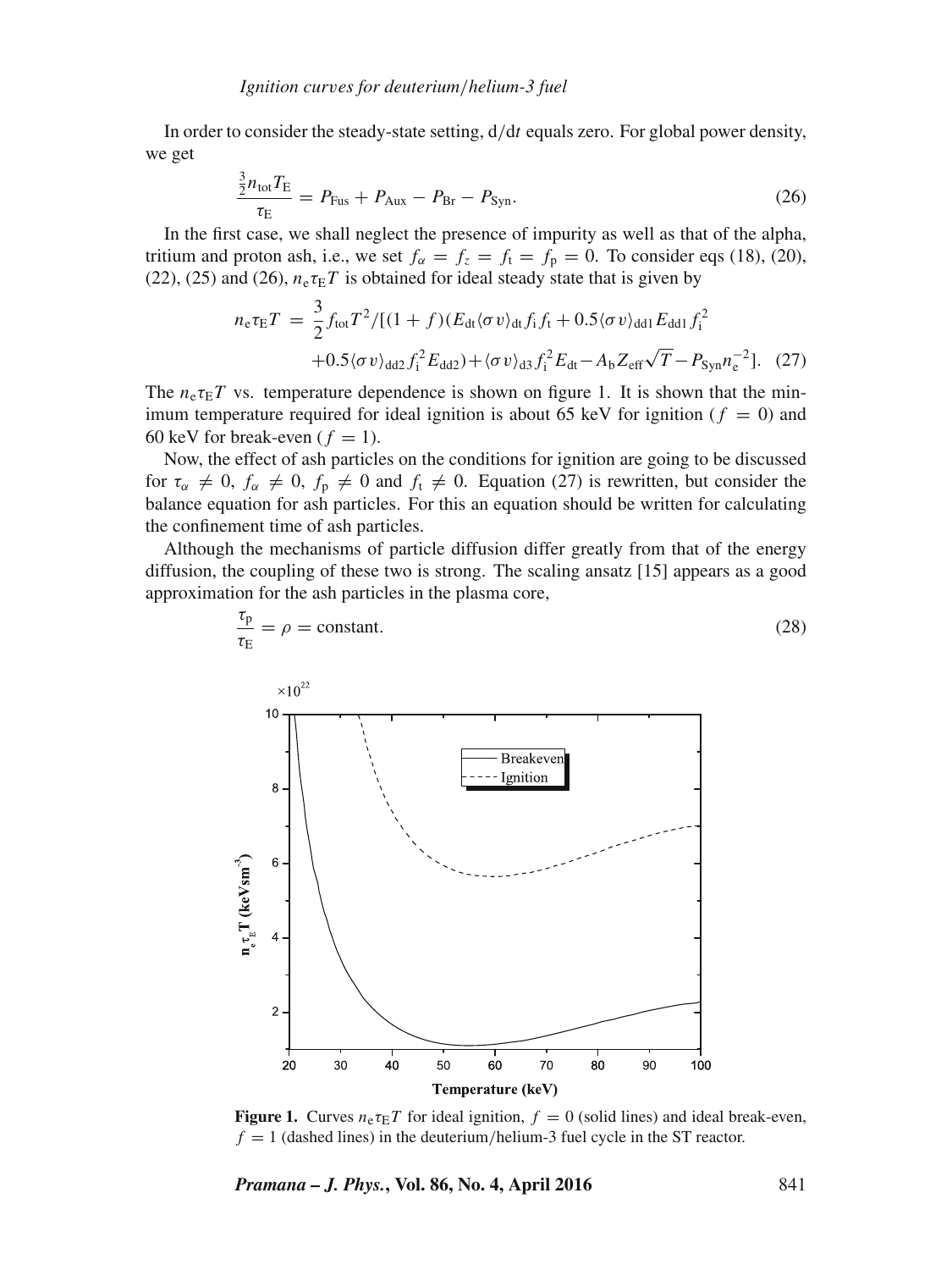In order to consider the steady-state setting, $d/dt$ equals zero. For global power density, we get

$$\frac{\frac{3}{2}n_{\text{tot}}T_{\text{E}}}{\tau_{\text{E}}} = P_{\text{Fus}} + P_{\text{Aux}} - P_{\text{Br}} - P_{\text{Syn}}. \tag{26}$$

In the first case, we shall neglect the presence of impurity as well as that of the alpha, tritium and proton ash, i.e., we set $f_\alpha = f_z = f_t = f_p = 0$. To consider eqs (18), (20), (22), (25) and (26), $n_e\tau_E T$ is obtained for ideal steady state that is given by

$$n_e\tau_E T = \frac{3}{2}f_{\text{tot}}T^2/[(1+f)(E_{\text{dt}}\langle\sigma v\rangle_{\text{dt}}f_i f_t + 0.5\langle\sigma v\rangle_{\text{dd1}}E_{\text{dd1}}f_i^2 + 0.5\langle\sigma v\rangle_{\text{dd2}}f_i^2 E_{\text{dd2}}) + \langle\sigma v\rangle_{\text{d3}}f_i^2 E_{\text{dt}} - A_b Z_{\text{eff}}\sqrt{T} - P_{\text{Syn}}n_e^{-2}]. \tag{27}$$

The $n_e\tau_E T$ vs. temperature dependence is shown on figure 1. It is shown that the minimum temperature required for ideal ignition is about 65 keV for ignition ($f = 0$) and 60 keV for break-even ($f = 1$).

Now, the effect of ash particles on the conditions for ignition are going to be discussed for $\tau_\alpha \neq 0$, $f_\alpha \neq 0$, $f_p \neq 0$ and $f_t \neq 0$. Equation (27) is rewritten, but consider the balance equation for ash particles. For this an equation should be written for calculating the confinement time of ash particles.

Although the mechanisms of particle diffusion differ greatly from that of the energy diffusion, the coupling of these two is strong. The scaling ansatz [15] appears as a good approximation for the ash particles in the plasma core,

$$\frac{\tau_p}{\tau_E} = \rho = \text{constant}. \tag{28}$$

**Figure 1.** Curves $n_e\tau_E T$ for ideal ignition, $f = 0$ (solid lines) and ideal break-even, $f = 1$ (dashed lines) in the deuterium/helium-3 fuel cycle in the ST reactor.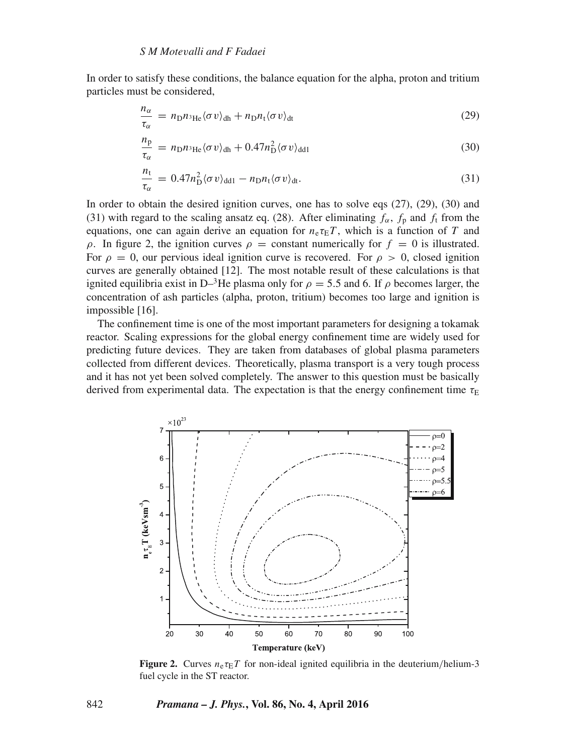In order to satisfy these conditions, the balance equation for the alpha, proton and tritium particles must be considered,

$$\frac{n_\alpha}{\tau_\alpha} = n_{\mathrm{D}} n_{^3\mathrm{He}} \langle \sigma v \rangle_{\mathrm{dh}} + n_{\mathrm{D}} n_{\mathrm{t}} \langle \sigma v \rangle_{\mathrm{dt}} \tag{29}$$

$$\frac{n_{\mathrm{p}}}{\tau_\alpha} = n_{\mathrm{D}} n_{^3\mathrm{He}} \langle \sigma v \rangle_{\mathrm{dh}} + 0.47 n_{\mathrm{D}}^2 \langle \sigma v \rangle_{\mathrm{dd1}} \tag{30}$$

$$\frac{n_{\mathrm{t}}}{\tau_\alpha} = 0.47 n_{\mathrm{D}}^2 \langle \sigma v \rangle_{\mathrm{dd1}} - n_{\mathrm{D}} n_{\mathrm{t}} \langle \sigma v \rangle_{\mathrm{dt}}. \tag{31}$$

In order to obtain the desired ignition curves, one has to solve eqs (27), (29), (30) and (31) with regard to the scaling ansatz eq. (28). After eliminating $f_\alpha$, $f_{\mathrm{p}}$ and $f_{\mathrm{t}}$ from the equations, one can again derive an equation for $n_{\mathrm{e}}\tau_{\mathrm{E}}T$, which is a function of $T$ and $\rho$. In figure 2, the ignition curves $\rho$ = constant numerically for $f = 0$ is illustrated. For $\rho = 0$, our pervious ideal ignition curve is recovered. For $\rho > 0$, closed ignition curves are generally obtained [12]. The most notable result of these calculations is that ignited equilibria exist in D–$^3$He plasma only for $\rho = 5.5$ and 6. If $\rho$ becomes larger, the concentration of ash particles (alpha, proton, tritium) becomes too large and ignition is impossible [16].

The confinement time is one of the most important parameters for designing a tokamak reactor. Scaling expressions for the global energy confinement time are widely used for predicting future devices. They are taken from databases of global plasma parameters collected from different devices. Theoretically, plasma transport is a very tough process and it has not yet been solved completely. The answer to this question must be basically derived from experimental data. The expectation is that the energy confinement time $\tau_{\mathrm{E}}$

**Figure 2.** Curves $n_{\mathrm{e}}\tau_{\mathrm{E}}T$ for non-ideal ignited equilibria in the deuterium/helium-3 fuel cycle in the ST reactor.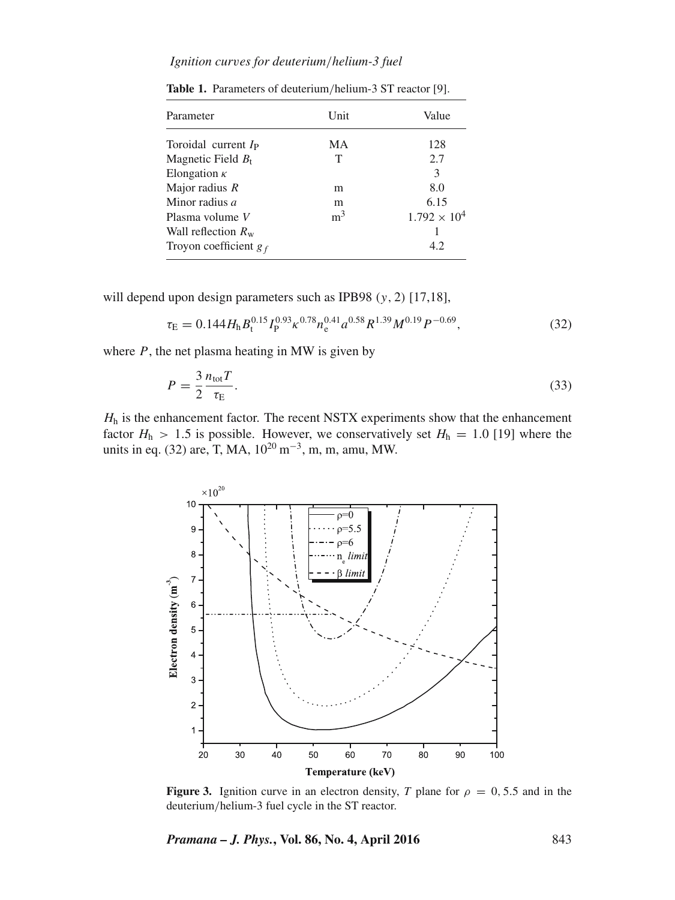**Table 1.** Parameters of deuterium/helium-3 ST reactor [9].

| Parameter | Unit | Value |
|---|---|---|
| Toroidal current $I_{\mathrm{P}}$ | MA | 128 |
| Magnetic Field $B_{\mathrm{t}}$ | T | 2.7 |
| Elongation $\kappa$ | | 3 |
| Major radius $R$ | m | 8.0 |
| Minor radius $a$ | m | 6.15 |
| Plasma volume $V$ | $\mathrm{m}^3$ | $1.792 \times 10^4$ |
| Wall reflection $R_{\mathrm{w}}$ | | 1 |
| Troyon coefficient $g_f$ | | 4.2 |

will depend upon design parameters such as IPB98 $(y, 2)$ [17,18],

$$\tau_{\mathrm{E}} = 0.144 H_{\mathrm{h}} B_{\mathrm{t}}^{0.15} I_{\mathrm{P}}^{0.93} \kappa^{0.78} n_{\mathrm{e}}^{0.41} a^{0.58} R^{1.39} M^{0.19} P^{-0.69}, \tag{32}$$

where $P$, the net plasma heating in MW is given by

$$P = \frac{3}{2} \frac{n_{\mathrm{tot}} T}{\tau_{\mathrm{E}}}. \tag{33}$$

$H_{\mathrm{h}}$ is the enhancement factor. The recent NSTX experiments show that the enhancement factor $H_{\mathrm{h}} > 1.5$ is possible. However, we conservatively set $H_{\mathrm{h}} = 1.0$ [19] where the units in eq. (32) are, T, MA, $10^{20}\,\mathrm{m}^{-3}$, m, m, amu, MW.

**Figure 3.** Ignition curve in an electron density, $T$ plane for $\rho = 0, 5.5$ and in the deuterium/helium-3 fuel cycle in the ST reactor.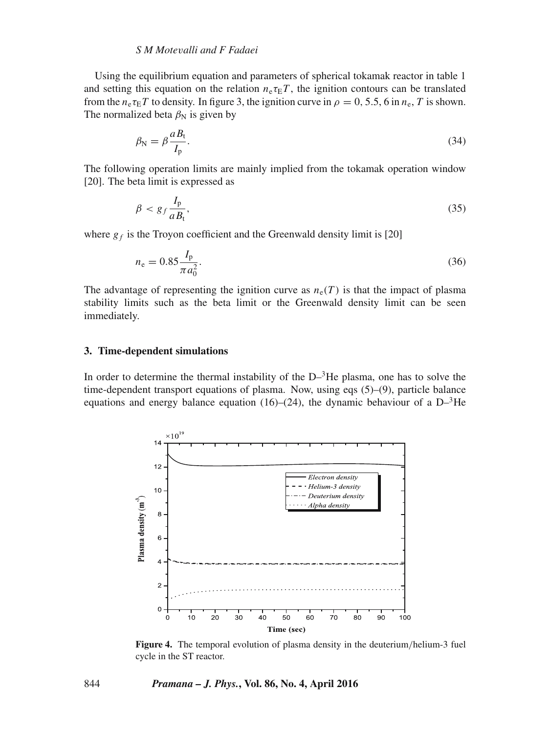Using the equilibrium equation and parameters of spherical tokamak reactor in table 1 and setting this equation on the relation $n_e \tau_E T$, the ignition contours can be translated from the $n_e \tau_E T$ to density. In figure 3, the ignition curve in $\rho = 0, 5.5, 6$ in $n_e$, $T$ is shown. The normalized beta $\beta_N$ is given by

$$\beta_N = \beta \frac{a B_t}{I_p}. \tag{34}$$

The following operation limits are mainly implied from the tokamak operation window [20]. The beta limit is expressed as

$$\beta < g_f \frac{I_p}{a B_t}, \tag{35}$$

where $g_f$ is the Troyon coefficient and the Greenwald density limit is [20]

$$n_e = 0.85 \frac{I_p}{\pi a_0^2}. \tag{36}$$

The advantage of representing the ignition curve as $n_e(T)$ is that the impact of plasma stability limits such as the beta limit or the Greenwald density limit can be seen immediately.

### 3. Time-dependent simulations

In order to determine the thermal instability of the D–$^3$He plasma, one has to solve the time-dependent transport equations of plasma. Now, using eqs (5)–(9), particle balance equations and energy balance equation (16)–(24), the dynamic behaviour of a D–$^3$He

**Figure 4.** The temporal evolution of plasma density in the deuterium/helium-3 fuel cycle in the ST reactor.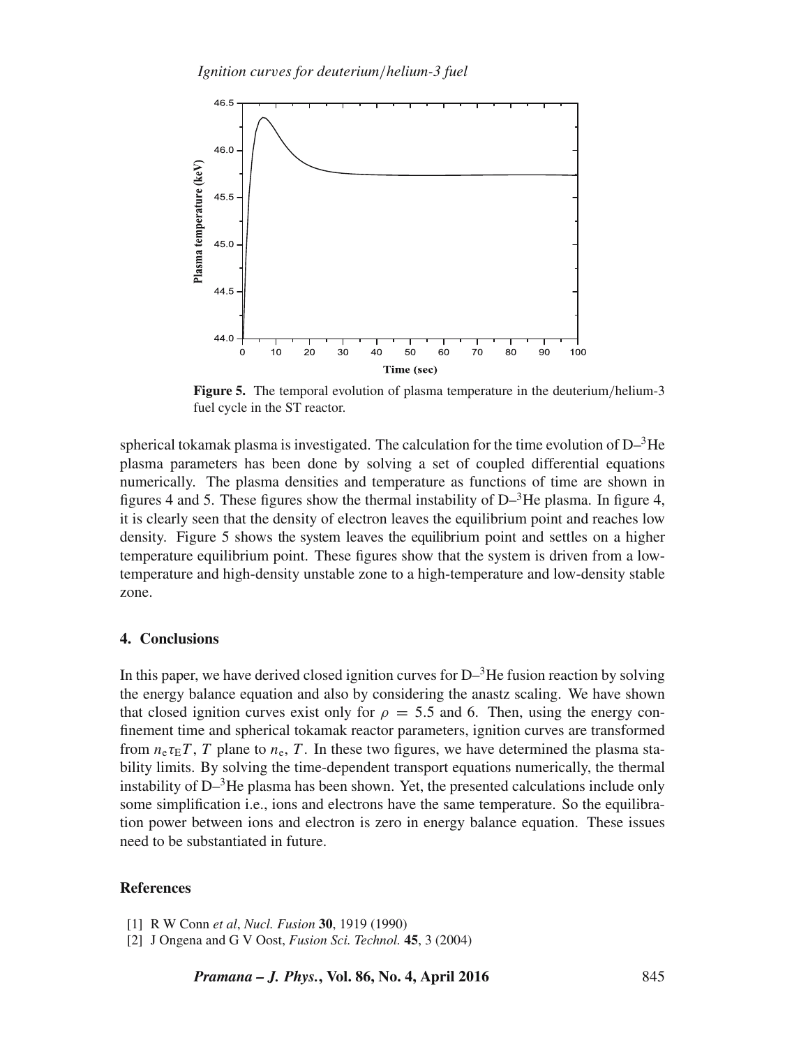**Figure 5.** The temporal evolution of plasma temperature in the deuterium/helium-3 fuel cycle in the ST reactor.

spherical tokamak plasma is investigated. The calculation for the time evolution of D–$^3$He plasma parameters has been done by solving a set of coupled differential equations numerically. The plasma densities and temperature as functions of time are shown in figures 4 and 5. These figures show the thermal instability of D–$^3$He plasma. In figure 4, it is clearly seen that the density of electron leaves the equilibrium point and reaches low density. Figure 5 shows the system leaves the equilibrium point and settles on a higher temperature equilibrium point. These figures show that the system is driven from a low-temperature and high-density unstable zone to a high-temperature and low-density stable zone.

## 4. Conclusions

In this paper, we have derived closed ignition curves for D–$^3$He fusion reaction by solving the energy balance equation and also by considering the anastz scaling. We have shown that closed ignition curves exist only for $\rho = 5.5$ and 6. Then, using the energy confinement time and spherical tokamak reactor parameters, ignition curves are transformed from $n_e \tau_E T$, $T$ plane to $n_e$, $T$. In these two figures, we have determined the plasma stability limits. By solving the time-dependent transport equations numerically, the thermal instability of D–$^3$He plasma has been shown. Yet, the presented calculations include only some simplification i.e., ions and electrons have the same temperature. So the equilibration power between ions and electron is zero in energy balance equation. These issues need to be substantiated in future.

## References

[1] R W Conn *et al*, *Nucl. Fusion* **30**, 1919 (1990)

[2] J Ongena and G V Oost, *Fusion Sci. Technol.* **45**, 3 (2004)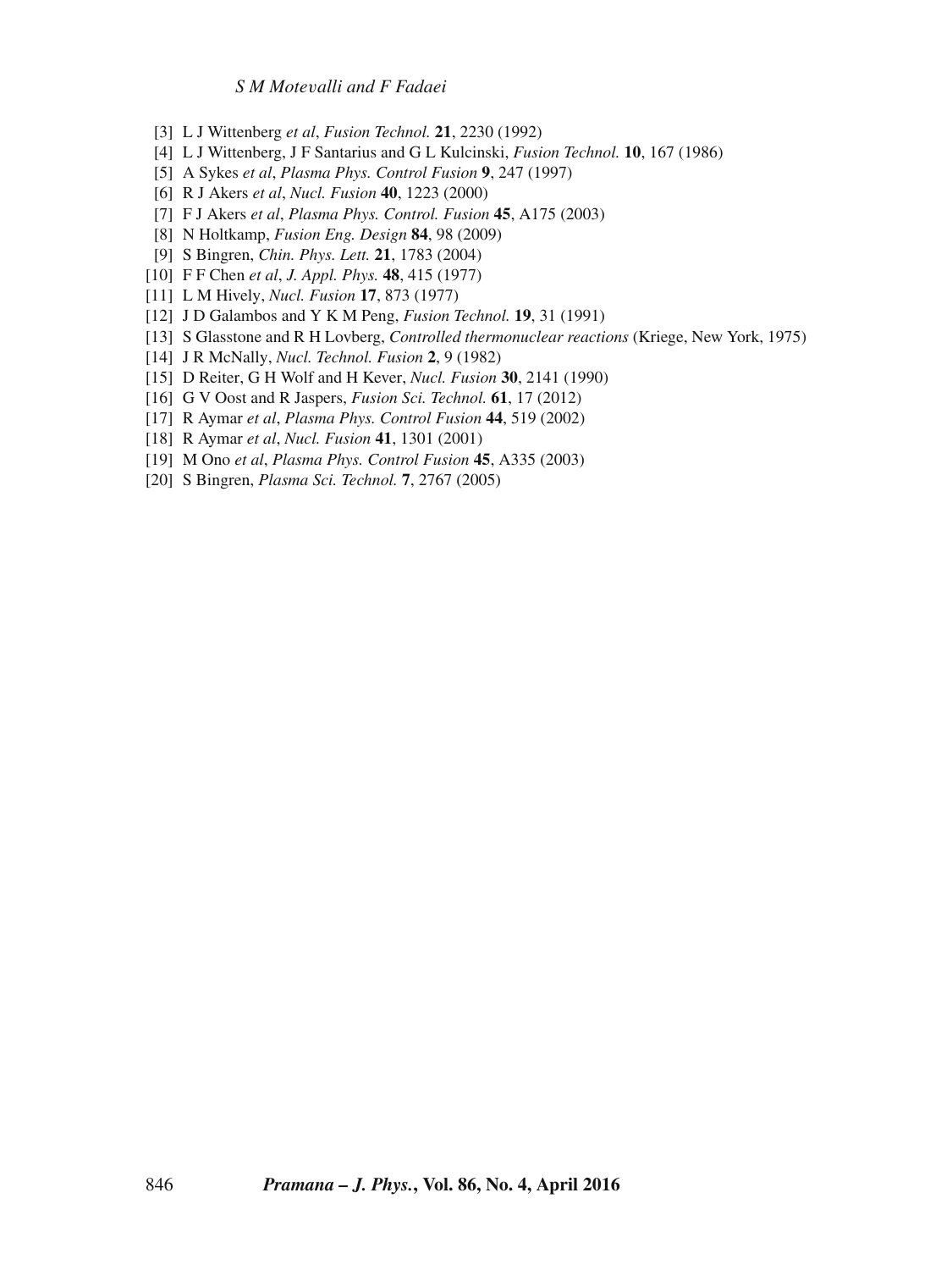[3] L J Wittenberg *et al*, *Fusion Technol.* **21**, 2230 (1992)
[4] L J Wittenberg, J F Santarius and G L Kulcinski, *Fusion Technol.* **10**, 167 (1986)
[5] A Sykes *et al*, *Plasma Phys. Control Fusion* **9**, 247 (1997)
[6] R J Akers *et al*, *Nucl. Fusion* **40**, 1223 (2000)
[7] F J Akers *et al*, *Plasma Phys. Control. Fusion* **45**, A175 (2003)
[8] N Holtkamp, *Fusion Eng. Design* **84**, 98 (2009)
[9] S Bingren, *Chin. Phys. Lett.* **21**, 1783 (2004)
[10] F F Chen *et al*, *J. Appl. Phys.* **48**, 415 (1977)
[11] L M Hively, *Nucl. Fusion* **17**, 873 (1977)
[12] J D Galambos and Y K M Peng, *Fusion Technol.* **19**, 31 (1991)
[13] S Glasstone and R H Lovberg, *Controlled thermonuclear reactions* (Kriege, New York, 1975)
[14] J R McNally, *Nucl. Technol. Fusion* **2**, 9 (1982)
[15] D Reiter, G H Wolf and H Kever, *Nucl. Fusion* **30**, 2141 (1990)
[16] G V Oost and R Jaspers, *Fusion Sci. Technol.* **61**, 17 (2012)
[17] R Aymar *et al*, *Plasma Phys. Control Fusion* **44**, 519 (2002)
[18] R Aymar *et al*, *Nucl. Fusion* **41**, 1301 (2001)
[19] M Ono *et al*, *Plasma Phys. Control Fusion* **45**, A335 (2003)
[20] S Bingren, *Plasma Sci. Technol.* **7**, 2767 (2005)